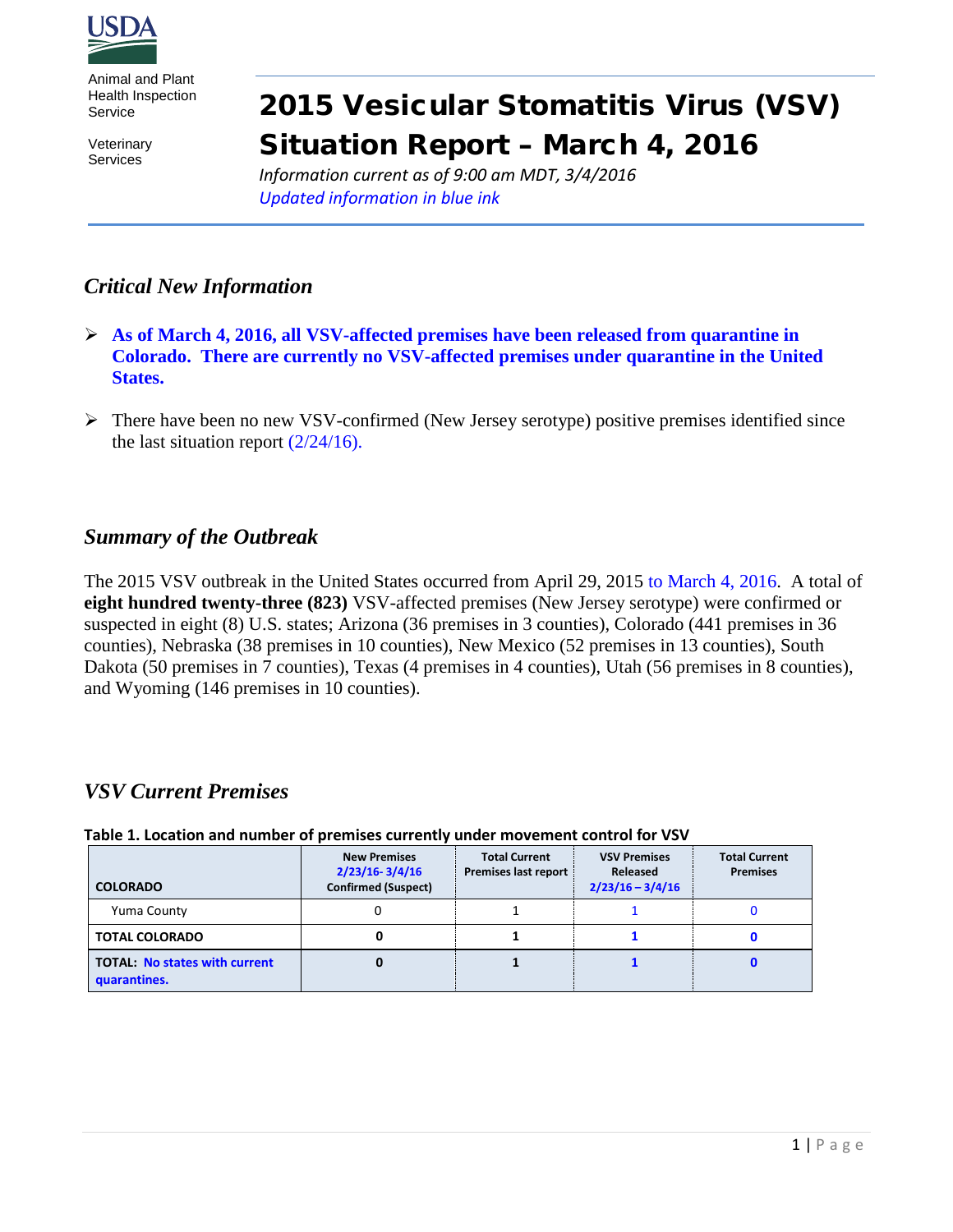USDA

Animal and Plant Health Inspection Service

Veterinary Services

# 2015 Vesicular Stomatitis Virus (VSV) Situation Report – March 4, 2016

*Information current as of 9:00 am MDT, 3/4/2016*

*Updated information in blue ink*

## *Critical New Information*

- **As of March 4, 2016, all VSV-affected premises have been released from quarantine in Colorado. There are currently no VSV-affected premises under quarantine in the United States.**
- There have been no new VSV-confirmed (New Jersey serotype) positive premises identified since the last situation report (2/24/16).

## *Summary of the Outbreak*

The 2015 VSV outbreak in the United States occurred from April 29, 2015 to March 4, 2016. A total of **eight hundred twenty-three (823)** VSV-affected premises (New Jersey serotype) were confirmed or suspected in eight (8) U.S. states; Arizona (36 premises in 3 counties), Colorado (441 premises in 36 counties), Nebraska (38 premises in 10 counties), New Mexico (52 premises in 13 counties), South Dakota (50 premises in 7 counties), Texas (4 premises in 4 counties), Utah (56 premises in 8 counties), and Wyoming (146 premises in 10 counties).

## *VSV Current Premises*

**Table 1. Location and number of premises currently under movement control for VSV**

| COLORADO | New Premises 2/23/16- 3/4/16 Confirmed (Suspect) | Total Current Premises last report | VSV Premises Released 2/23/16 – 3/4/16 | Total Current Premises |
|---|---|---|---|---|
| Yuma County | 0 | 1 | 1 | 0 |
| **TOTAL COLORADO** | **0** | **1** | **1** | **0** |
| **TOTAL: No states with current quarantines.** | **0** | **1** | **1** | **0** |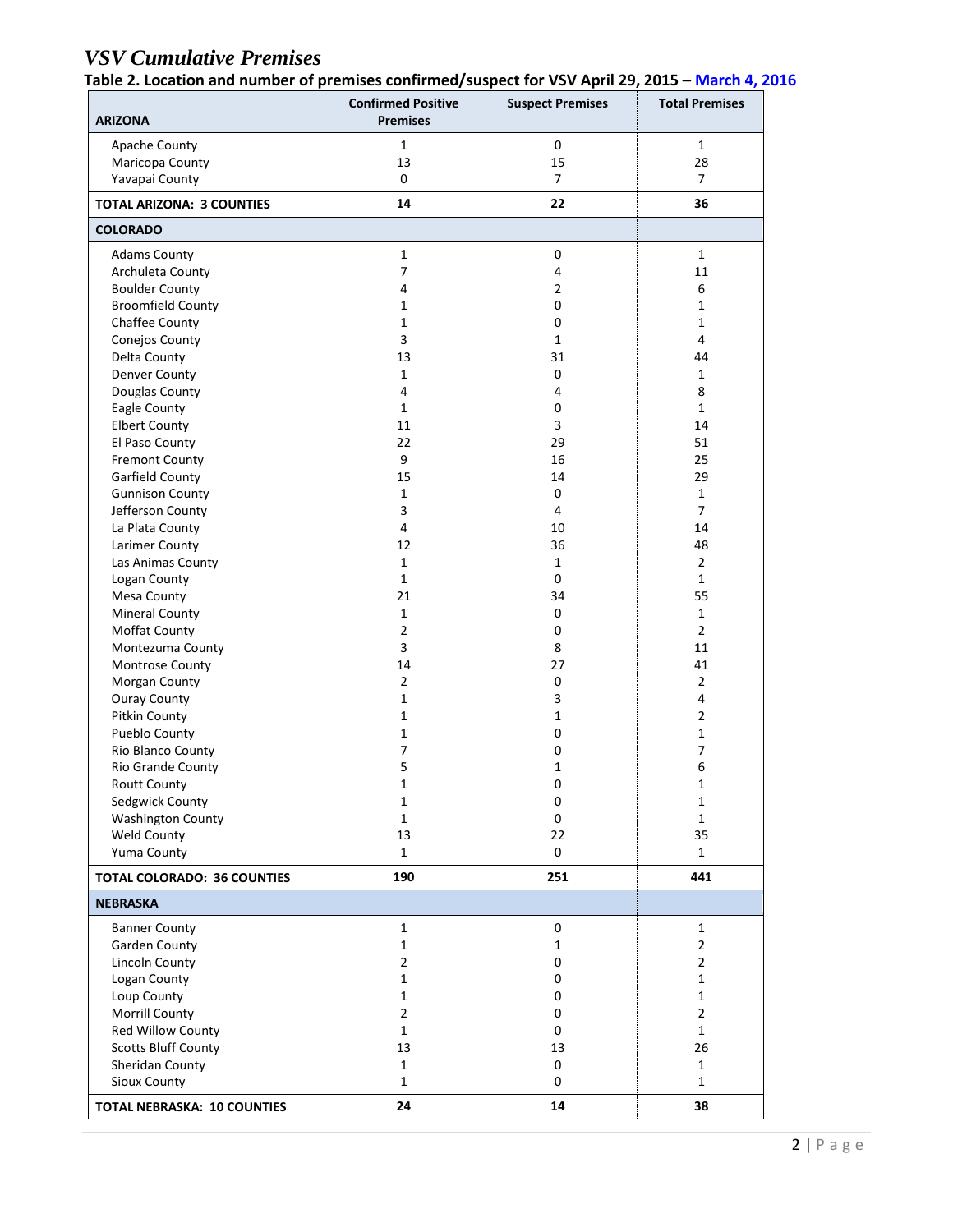# *VSV Cumulative Premises*

**Table 2. Location and number of premises confirmed/suspect for VSV April 29, 2015 – March 4, 2016**

| ARIZONA | Confirmed Positive Premises | Suspect Premises | Total Premises |
|---|---|---|---|
| Apache County | 1 | 0 | 1 |
| Maricopa County | 13 | 15 | 28 |
| Yavapai County | 0 | 7 | 7 |
| **TOTAL ARIZONA: 3 COUNTIES** | **14** | **22** | **36** |
| **COLORADO** | | | |
| Adams County | 1 | 0 | 1 |
| Archuleta County | 7 | 4 | 11 |
| Boulder County | 4 | 2 | 6 |
| Broomfield County | 1 | 0 | 1 |
| Chaffee County | 1 | 0 | 1 |
| Conejos County | 3 | 1 | 4 |
| Delta County | 13 | 31 | 44 |
| Denver County | 1 | 0 | 1 |
| Douglas County | 4 | 4 | 8 |
| Eagle County | 1 | 0 | 1 |
| Elbert County | 11 | 3 | 14 |
| El Paso County | 22 | 29 | 51 |
| Fremont County | 9 | 16 | 25 |
| Garfield County | 15 | 14 | 29 |
| Gunnison County | 1 | 0 | 1 |
| Jefferson County | 3 | 4 | 7 |
| La Plata County | 4 | 10 | 14 |
| Larimer County | 12 | 36 | 48 |
| Las Animas County | 1 | 1 | 2 |
| Logan County | 1 | 0 | 1 |
| Mesa County | 21 | 34 | 55 |
| Mineral County | 1 | 0 | 1 |
| Moffat County | 2 | 0 | 2 |
| Montezuma County | 3 | 8 | 11 |
| Montrose County | 14 | 27 | 41 |
| Morgan County | 2 | 0 | 2 |
| Ouray County | 1 | 3 | 4 |
| Pitkin County | 1 | 1 | 2 |
| Pueblo County | 1 | 0 | 1 |
| Rio Blanco County | 7 | 0 | 7 |
| Rio Grande County | 5 | 1 | 6 |
| Routt County | 1 | 0 | 1 |
| Sedgwick County | 1 | 0 | 1 |
| Washington County | 1 | 0 | 1 |
| Weld County | 13 | 22 | 35 |
| Yuma County | 1 | 0 | 1 |
| **TOTAL COLORADO: 36 COUNTIES** | **190** | **251** | **441** |
| **NEBRASKA** | | | |
| Banner County | 1 | 0 | 1 |
| Garden County | 1 | 1 | 2 |
| Lincoln County | 2 | 0 | 2 |
| Logan County | 1 | 0 | 1 |
| Loup County | 1 | 0 | 1 |
| Morrill County | 2 | 0 | 2 |
| Red Willow County | 1 | 0 | 1 |
| Scotts Bluff County | 13 | 13 | 26 |
| Sheridan County | 1 | 0 | 1 |
| Sioux County | 1 | 0 | 1 |
| **TOTAL NEBRASKA: 10 COUNTIES** | **24** | **14** | **38** |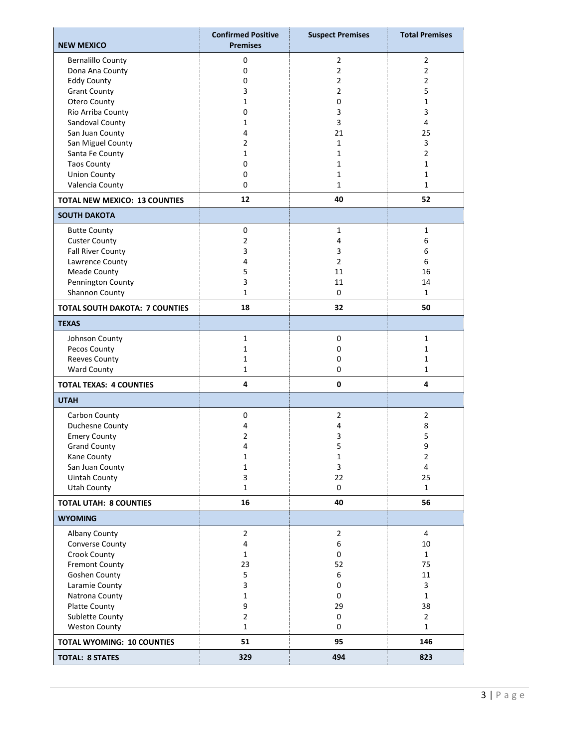| NEW MEXICO | Confirmed Positive Premises | Suspect Premises | Total Premises |
|---|---|---|---|
| Bernalillo County | 0 | 2 | 2 |
| Dona Ana County | 0 | 2 | 2 |
| Eddy County | 0 | 2 | 2 |
| Grant County | 3 | 2 | 5 |
| Otero County | 1 | 0 | 1 |
| Rio Arriba County | 0 | 3 | 3 |
| Sandoval County | 1 | 3 | 4 |
| San Juan County | 4 | 21 | 25 |
| San Miguel County | 2 | 1 | 3 |
| Santa Fe County | 1 | 1 | 2 |
| Taos County | 0 | 1 | 1 |
| Union County | 0 | 1 | 1 |
| Valencia County | 0 | 1 | 1 |
| **TOTAL NEW MEXICO: 13 COUNTIES** | **12** | **40** | **52** |
| **SOUTH DAKOTA** | | | |
| Butte County | 0 | 1 | 1 |
| Custer County | 2 | 4 | 6 |
| Fall River County | 3 | 3 | 6 |
| Lawrence County | 4 | 2 | 6 |
| Meade County | 5 | 11 | 16 |
| Pennington County | 3 | 11 | 14 |
| Shannon County | 1 | 0 | 1 |
| **TOTAL SOUTH DAKOTA: 7 COUNTIES** | **18** | **32** | **50** |
| **TEXAS** | | | |
| Johnson County | 1 | 0 | 1 |
| Pecos County | 1 | 0 | 1 |
| Reeves County | 1 | 0 | 1 |
| Ward County | 1 | 0 | 1 |
| **TOTAL TEXAS: 4 COUNTIES** | **4** | **0** | **4** |
| **UTAH** | | | |
| Carbon County | 0 | 2 | 2 |
| Duchesne County | 4 | 4 | 8 |
| Emery County | 2 | 3 | 5 |
| Grand County | 4 | 5 | 9 |
| Kane County | 1 | 1 | 2 |
| San Juan County | 1 | 3 | 4 |
| Uintah County | 3 | 22 | 25 |
| Utah County | 1 | 0 | 1 |
| **TOTAL UTAH: 8 COUNTIES** | **16** | **40** | **56** |
| **WYOMING** | | | |
| Albany County | 2 | 2 | 4 |
| Converse County | 4 | 6 | 10 |
| Crook County | 1 | 0 | 1 |
| Fremont County | 23 | 52 | 75 |
| Goshen County | 5 | 6 | 11 |
| Laramie County | 3 | 0 | 3 |
| Natrona County | 1 | 0 | 1 |
| Platte County | 9 | 29 | 38 |
| Sublette County | 2 | 0 | 2 |
| Weston County | 1 | 0 | 1 |
| **TOTAL WYOMING: 10 COUNTIES** | **51** | **95** | **146** |
| **TOTAL: 8 STATES** | **329** | **494** | **823** |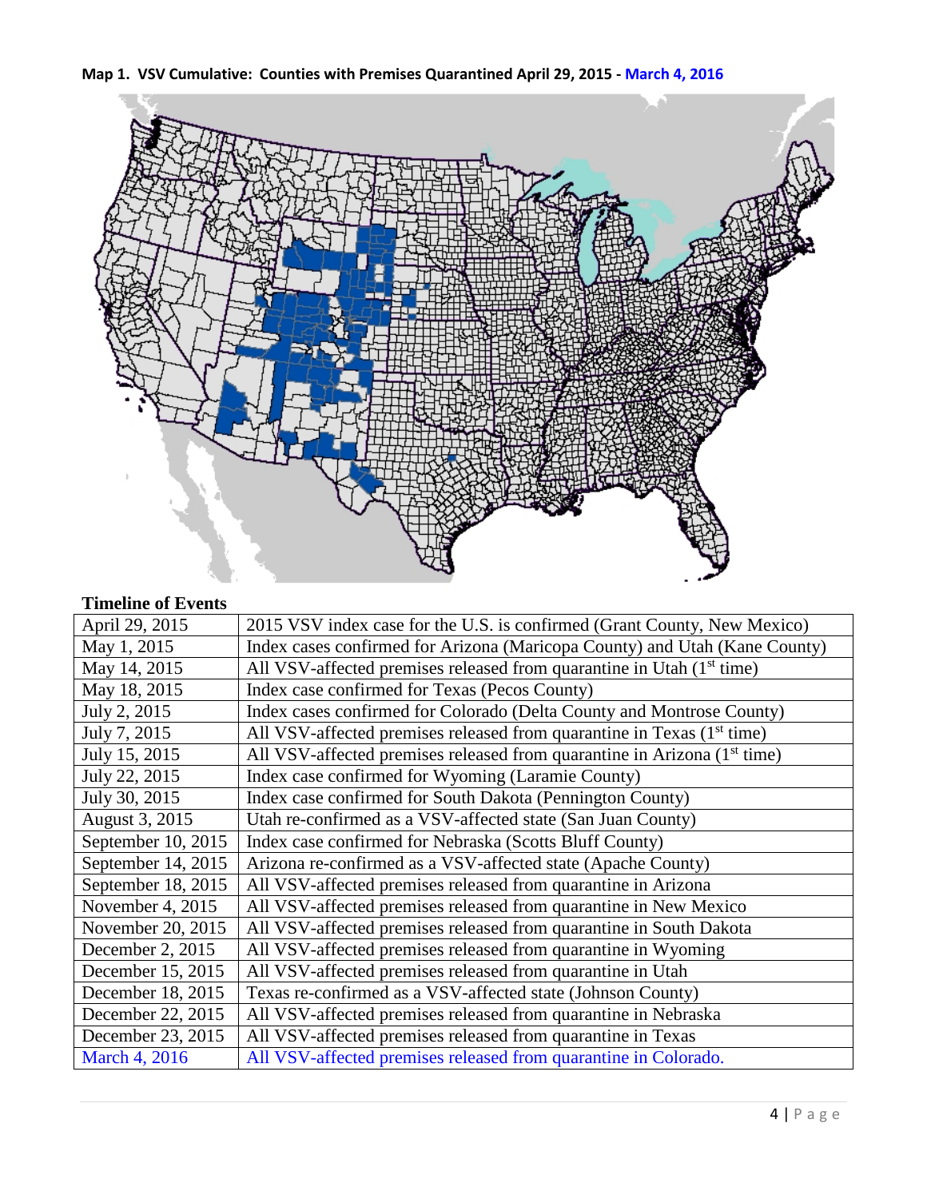**Map 1. VSV Cumulative: Counties with Premises Quarantined April 29, 2015 - March 4, 2016**

**Timeline of Events**

| | |
|---|---|
| April 29, 2015 | 2015 VSV index case for the U.S. is confirmed (Grant County, New Mexico) |
| May 1, 2015 | Index cases confirmed for Arizona (Maricopa County) and Utah (Kane County) |
| May 14, 2015 | All VSV-affected premises released from quarantine in Utah (1st time) |
| May 18, 2015 | Index case confirmed for Texas (Pecos County) |
| July 2, 2015 | Index cases confirmed for Colorado (Delta County and Montrose County) |
| July 7, 2015 | All VSV-affected premises released from quarantine in Texas (1st time) |
| July 15, 2015 | All VSV-affected premises released from quarantine in Arizona (1st time) |
| July 22, 2015 | Index case confirmed for Wyoming (Laramie County) |
| July 30, 2015 | Index case confirmed for South Dakota (Pennington County) |
| August 3, 2015 | Utah re-confirmed as a VSV-affected state (San Juan County) |
| September 10, 2015 | Index case confirmed for Nebraska (Scotts Bluff County) |
| September 14, 2015 | Arizona re-confirmed as a VSV-affected state (Apache County) |
| September 18, 2015 | All VSV-affected premises released from quarantine in Arizona |
| November 4, 2015 | All VSV-affected premises released from quarantine in New Mexico |
| November 20, 2015 | All VSV-affected premises released from quarantine in South Dakota |
| December 2, 2015 | All VSV-affected premises released from quarantine in Wyoming |
| December 15, 2015 | All VSV-affected premises released from quarantine in Utah |
| December 18, 2015 | Texas re-confirmed as a VSV-affected state (Johnson County) |
| December 22, 2015 | All VSV-affected premises released from quarantine in Nebraska |
| December 23, 2015 | All VSV-affected premises released from quarantine in Texas |
| March 4, 2016 | All VSV-affected premises released from quarantine in Colorado. |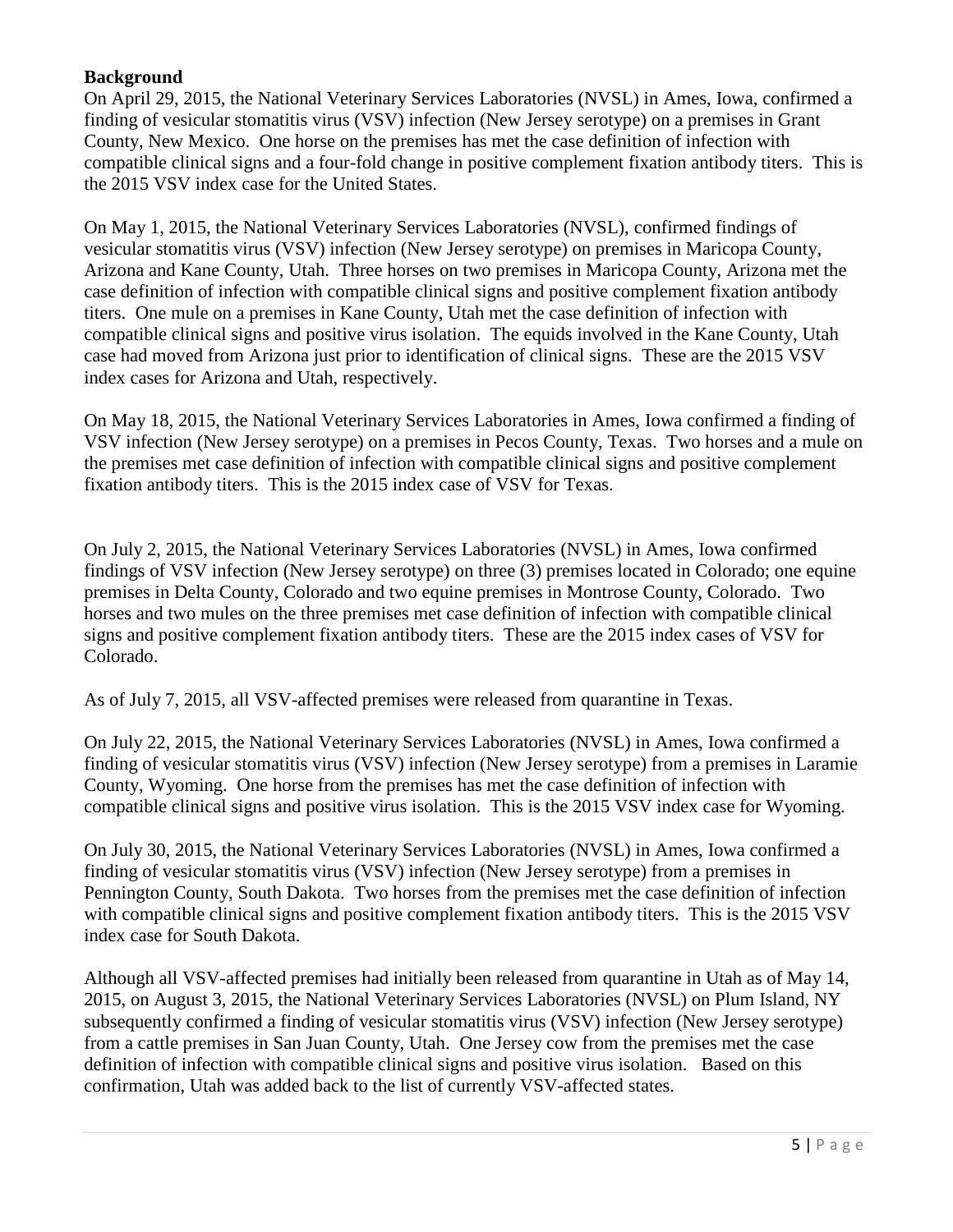## Background

On April 29, 2015, the National Veterinary Services Laboratories (NVSL) in Ames, Iowa, confirmed a finding of vesicular stomatitis virus (VSV) infection (New Jersey serotype) on a premises in Grant County, New Mexico. One horse on the premises has met the case definition of infection with compatible clinical signs and a four-fold change in positive complement fixation antibody titers. This is the 2015 VSV index case for the United States.

On May 1, 2015, the National Veterinary Services Laboratories (NVSL), confirmed findings of vesicular stomatitis virus (VSV) infection (New Jersey serotype) on premises in Maricopa County, Arizona and Kane County, Utah. Three horses on two premises in Maricopa County, Arizona met the case definition of infection with compatible clinical signs and positive complement fixation antibody titers. One mule on a premises in Kane County, Utah met the case definition of infection with compatible clinical signs and positive virus isolation. The equids involved in the Kane County, Utah case had moved from Arizona just prior to identification of clinical signs. These are the 2015 VSV index cases for Arizona and Utah, respectively.

On May 18, 2015, the National Veterinary Services Laboratories in Ames, Iowa confirmed a finding of VSV infection (New Jersey serotype) on a premises in Pecos County, Texas. Two horses and a mule on the premises met case definition of infection with compatible clinical signs and positive complement fixation antibody titers. This is the 2015 index case of VSV for Texas.

On July 2, 2015, the National Veterinary Services Laboratories (NVSL) in Ames, Iowa confirmed findings of VSV infection (New Jersey serotype) on three (3) premises located in Colorado; one equine premises in Delta County, Colorado and two equine premises in Montrose County, Colorado. Two horses and two mules on the three premises met case definition of infection with compatible clinical signs and positive complement fixation antibody titers. These are the 2015 index cases of VSV for Colorado.

As of July 7, 2015, all VSV-affected premises were released from quarantine in Texas.

On July 22, 2015, the National Veterinary Services Laboratories (NVSL) in Ames, Iowa confirmed a finding of vesicular stomatitis virus (VSV) infection (New Jersey serotype) from a premises in Laramie County, Wyoming. One horse from the premises has met the case definition of infection with compatible clinical signs and positive virus isolation. This is the 2015 VSV index case for Wyoming.

On July 30, 2015, the National Veterinary Services Laboratories (NVSL) in Ames, Iowa confirmed a finding of vesicular stomatitis virus (VSV) infection (New Jersey serotype) from a premises in Pennington County, South Dakota. Two horses from the premises met the case definition of infection with compatible clinical signs and positive complement fixation antibody titers. This is the 2015 VSV index case for South Dakota.

Although all VSV-affected premises had initially been released from quarantine in Utah as of May 14, 2015, on August 3, 2015, the National Veterinary Services Laboratories (NVSL) on Plum Island, NY subsequently confirmed a finding of vesicular stomatitis virus (VSV) infection (New Jersey serotype) from a cattle premises in San Juan County, Utah. One Jersey cow from the premises met the case definition of infection with compatible clinical signs and positive virus isolation. Based on this confirmation, Utah was added back to the list of currently VSV-affected states.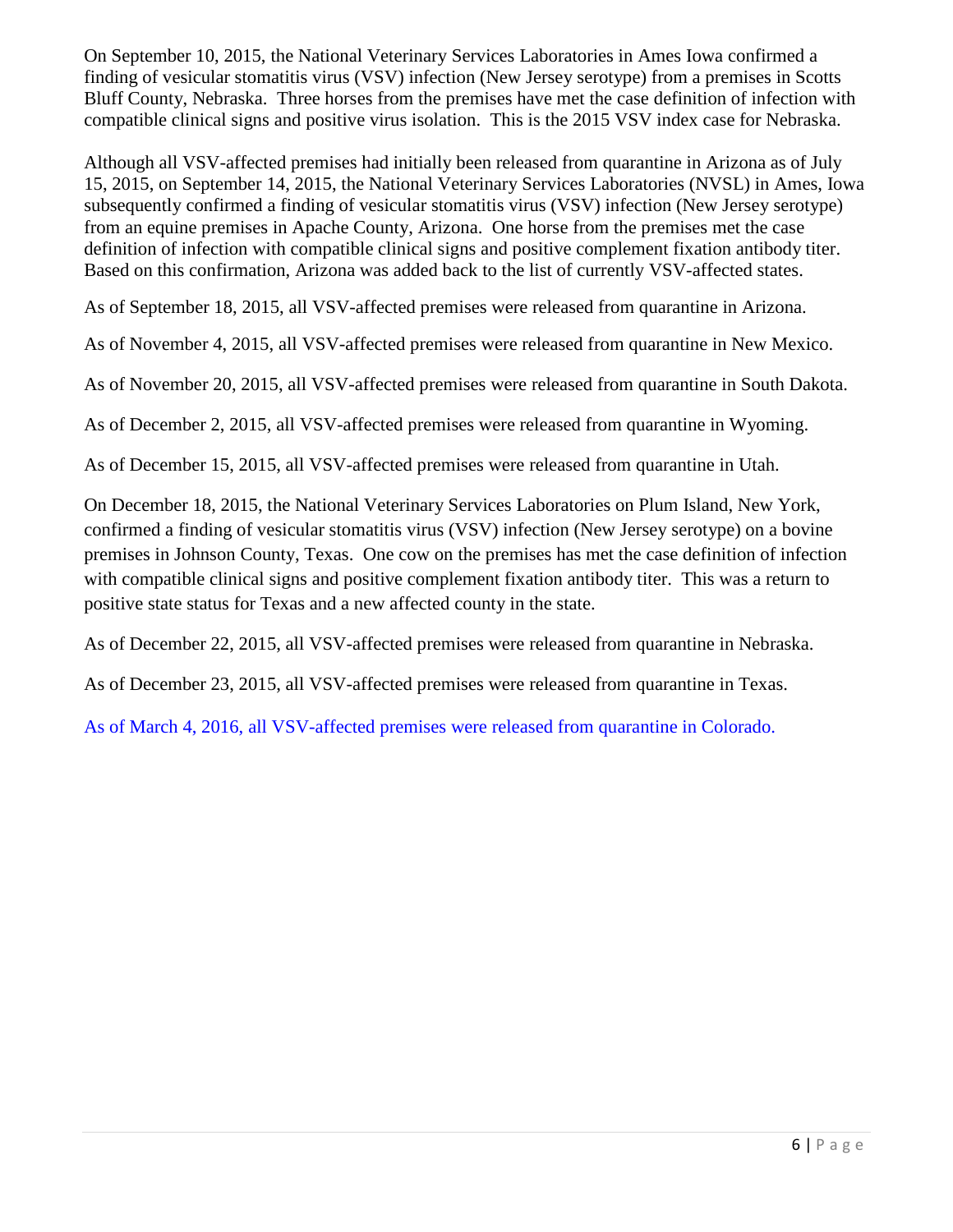On September 10, 2015, the National Veterinary Services Laboratories in Ames Iowa confirmed a finding of vesicular stomatitis virus (VSV) infection (New Jersey serotype) from a premises in Scotts Bluff County, Nebraska. Three horses from the premises have met the case definition of infection with compatible clinical signs and positive virus isolation. This is the 2015 VSV index case for Nebraska.

Although all VSV-affected premises had initially been released from quarantine in Arizona as of July 15, 2015, on September 14, 2015, the National Veterinary Services Laboratories (NVSL) in Ames, Iowa subsequently confirmed a finding of vesicular stomatitis virus (VSV) infection (New Jersey serotype) from an equine premises in Apache County, Arizona. One horse from the premises met the case definition of infection with compatible clinical signs and positive complement fixation antibody titer. Based on this confirmation, Arizona was added back to the list of currently VSV-affected states.

As of September 18, 2015, all VSV-affected premises were released from quarantine in Arizona.

As of November 4, 2015, all VSV-affected premises were released from quarantine in New Mexico.

As of November 20, 2015, all VSV-affected premises were released from quarantine in South Dakota.

As of December 2, 2015, all VSV-affected premises were released from quarantine in Wyoming.

As of December 15, 2015, all VSV-affected premises were released from quarantine in Utah.

On December 18, 2015, the National Veterinary Services Laboratories on Plum Island, New York, confirmed a finding of vesicular stomatitis virus (VSV) infection (New Jersey serotype) on a bovine premises in Johnson County, Texas. One cow on the premises has met the case definition of infection with compatible clinical signs and positive complement fixation antibody titer. This was a return to positive state status for Texas and a new affected county in the state.

As of December 22, 2015, all VSV-affected premises were released from quarantine in Nebraska.

As of December 23, 2015, all VSV-affected premises were released from quarantine in Texas.

As of March 4, 2016, all VSV-affected premises were released from quarantine in Colorado.